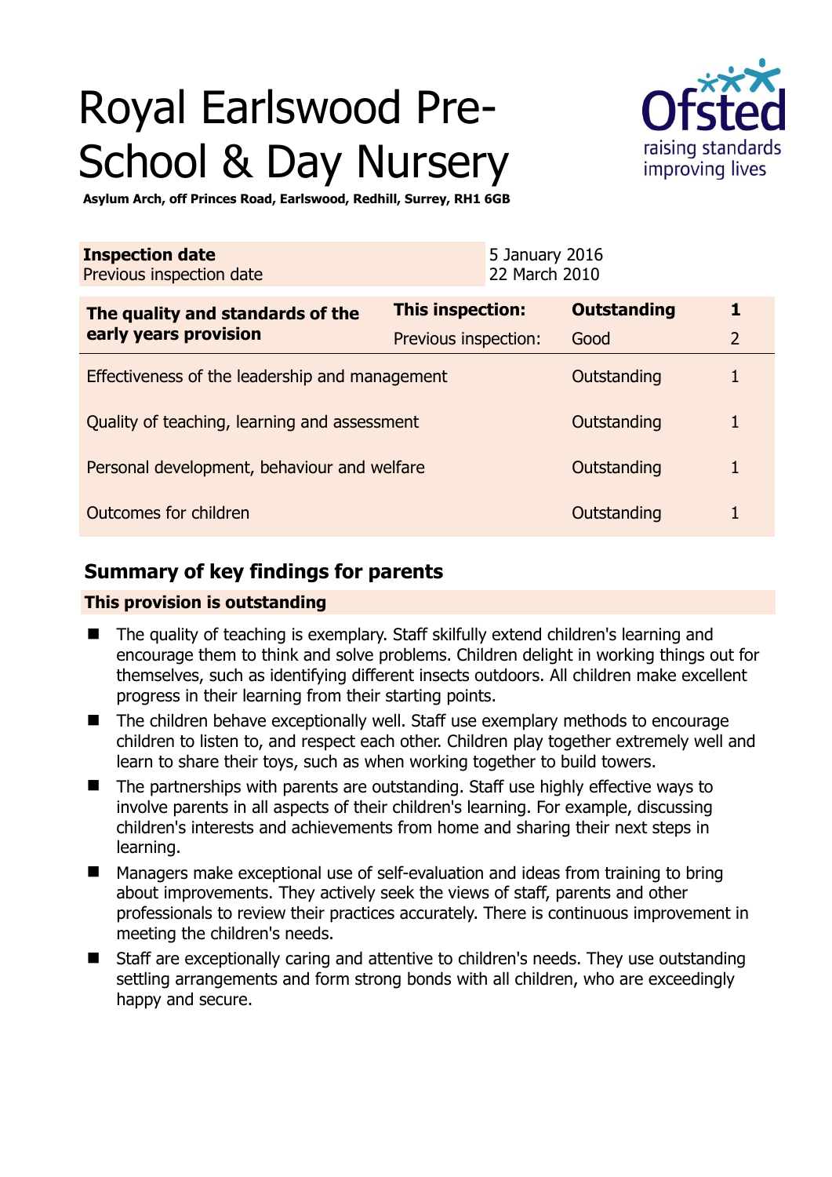# Royal Earlswood Pre-School & Day Nursery

**Asylum Arch, off Princes Road, Earlswood, Redhill, Surrey, RH1 6GB**

| | |
|---|---|
| **Inspection date** | 5 January 2016 |
| Previous inspection date | 22 March 2010 |

| | | | |
|---|---|---|---|
| **The quality and standards of the early years provision** | **This inspection:** | **Outstanding** | **1** |
| | Previous inspection: | Good | 2 |
| Effectiveness of the leadership and management | | Outstanding | 1 |
| Quality of teaching, learning and assessment | | Outstanding | 1 |
| Personal development, behaviour and welfare | | Outstanding | 1 |
| Outcomes for children | | Outstanding | 1 |

## Summary of key findings for parents

**This provision is outstanding**

- The quality of teaching is exemplary. Staff skilfully extend children's learning and encourage them to think and solve problems. Children delight in working things out for themselves, such as identifying different insects outdoors. All children make excellent progress in their learning from their starting points.
- The children behave exceptionally well. Staff use exemplary methods to encourage children to listen to, and respect each other. Children play together extremely well and learn to share their toys, such as when working together to build towers.
- The partnerships with parents are outstanding. Staff use highly effective ways to involve parents in all aspects of their children's learning. For example, discussing children's interests and achievements from home and sharing their next steps in learning.
- Managers make exceptional use of self-evaluation and ideas from training to bring about improvements. They actively seek the views of staff, parents and other professionals to review their practices accurately. There is continuous improvement in meeting the children's needs.
- Staff are exceptionally caring and attentive to children's needs. They use outstanding settling arrangements and form strong bonds with all children, who are exceedingly happy and secure.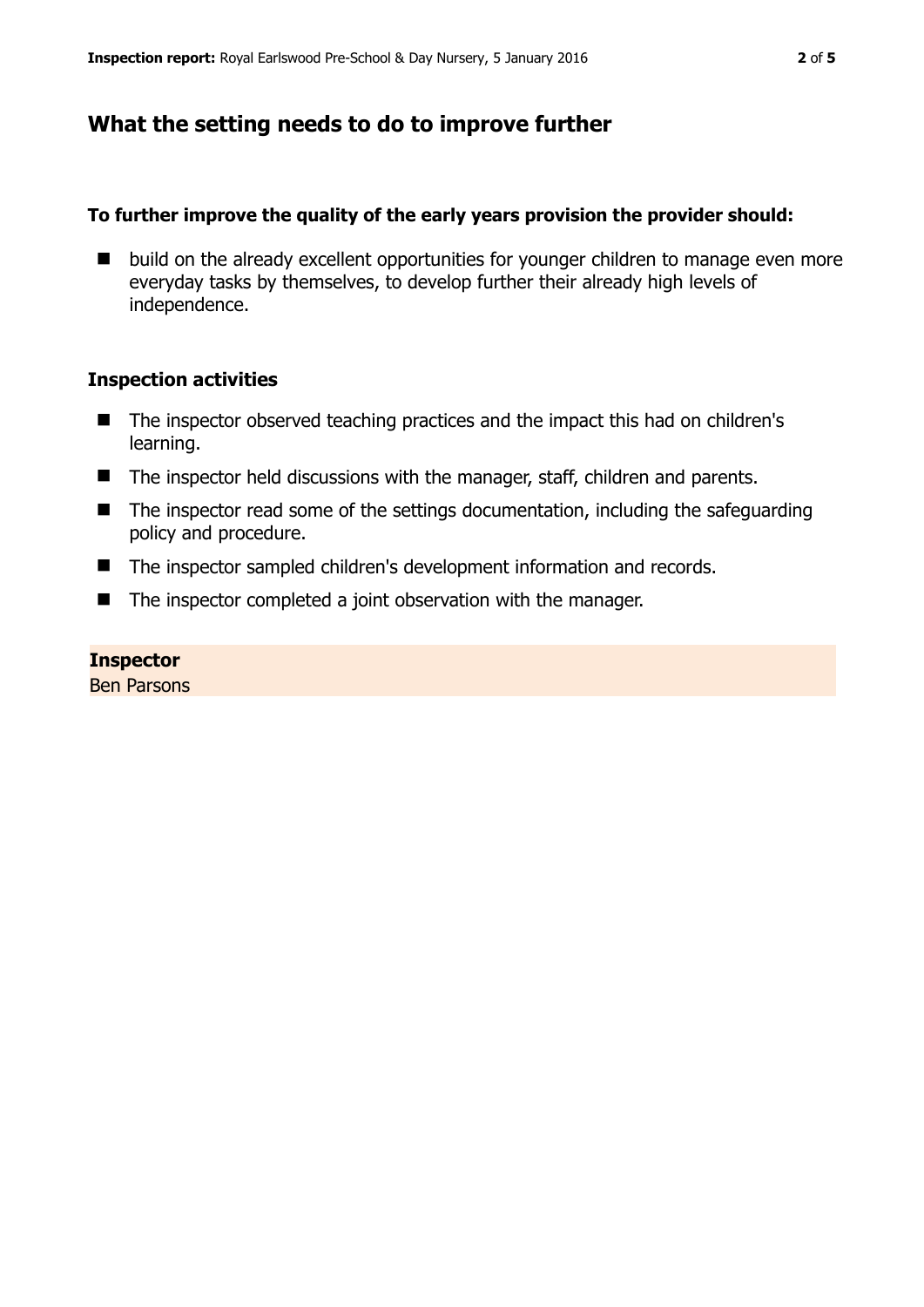## What the setting needs to do to improve further

**To further improve the quality of the early years provision the provider should:**

- build on the already excellent opportunities for younger children to manage even more everyday tasks by themselves, to develop further their already high levels of independence.

### Inspection activities

- The inspector observed teaching practices and the impact this had on children's learning.
- The inspector held discussions with the manager, staff, children and parents.
- The inspector read some of the settings documentation, including the safeguarding policy and procedure.
- The inspector sampled children's development information and records.
- The inspector completed a joint observation with the manager.

**Inspector**
Ben Parsons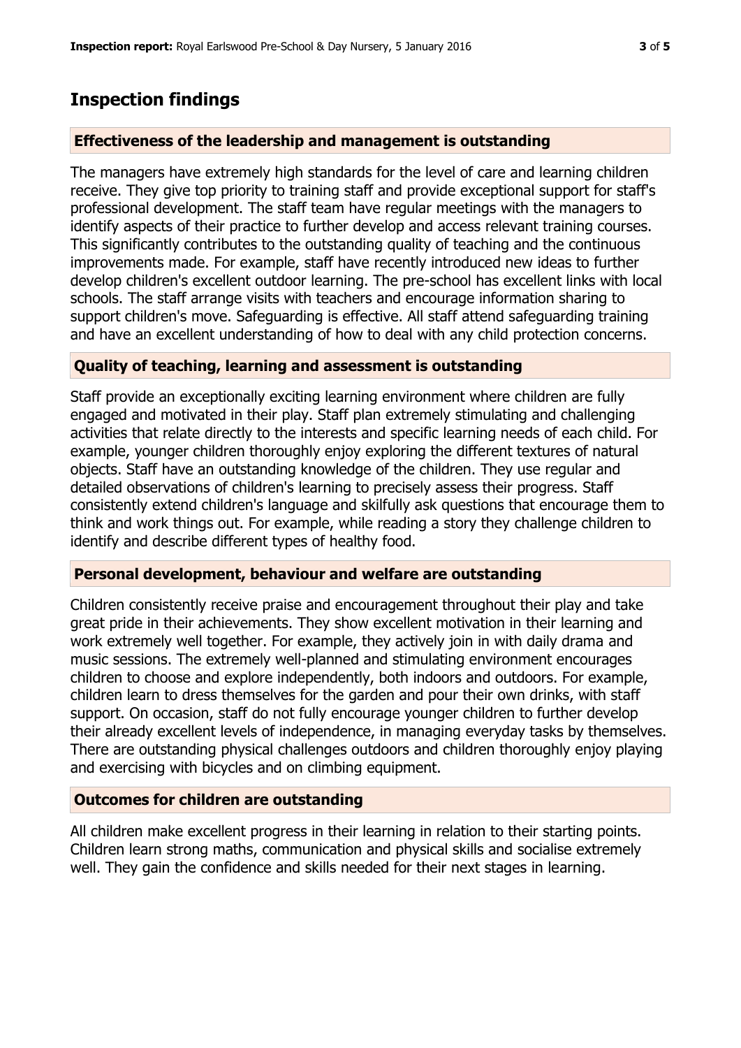## Inspection findings

### Effectiveness of the leadership and management is outstanding

The managers have extremely high standards for the level of care and learning children receive. They give top priority to training staff and provide exceptional support for staff's professional development. The staff team have regular meetings with the managers to identify aspects of their practice to further develop and access relevant training courses. This significantly contributes to the outstanding quality of teaching and the continuous improvements made. For example, staff have recently introduced new ideas to further develop children's excellent outdoor learning. The pre-school has excellent links with local schools. The staff arrange visits with teachers and encourage information sharing to support children's move. Safeguarding is effective. All staff attend safeguarding training and have an excellent understanding of how to deal with any child protection concerns.

### Quality of teaching, learning and assessment is outstanding

Staff provide an exceptionally exciting learning environment where children are fully engaged and motivated in their play. Staff plan extremely stimulating and challenging activities that relate directly to the interests and specific learning needs of each child. For example, younger children thoroughly enjoy exploring the different textures of natural objects. Staff have an outstanding knowledge of the children. They use regular and detailed observations of children's learning to precisely assess their progress. Staff consistently extend children's language and skilfully ask questions that encourage them to think and work things out. For example, while reading a story they challenge children to identify and describe different types of healthy food.

### Personal development, behaviour and welfare are outstanding

Children consistently receive praise and encouragement throughout their play and take great pride in their achievements. They show excellent motivation in their learning and work extremely well together. For example, they actively join in with daily drama and music sessions. The extremely well-planned and stimulating environment encourages children to choose and explore independently, both indoors and outdoors. For example, children learn to dress themselves for the garden and pour their own drinks, with staff support. On occasion, staff do not fully encourage younger children to further develop their already excellent levels of independence, in managing everyday tasks by themselves. There are outstanding physical challenges outdoors and children thoroughly enjoy playing and exercising with bicycles and on climbing equipment.

### Outcomes for children are outstanding

All children make excellent progress in their learning in relation to their starting points. Children learn strong maths, communication and physical skills and socialise extremely well. They gain the confidence and skills needed for their next stages in learning.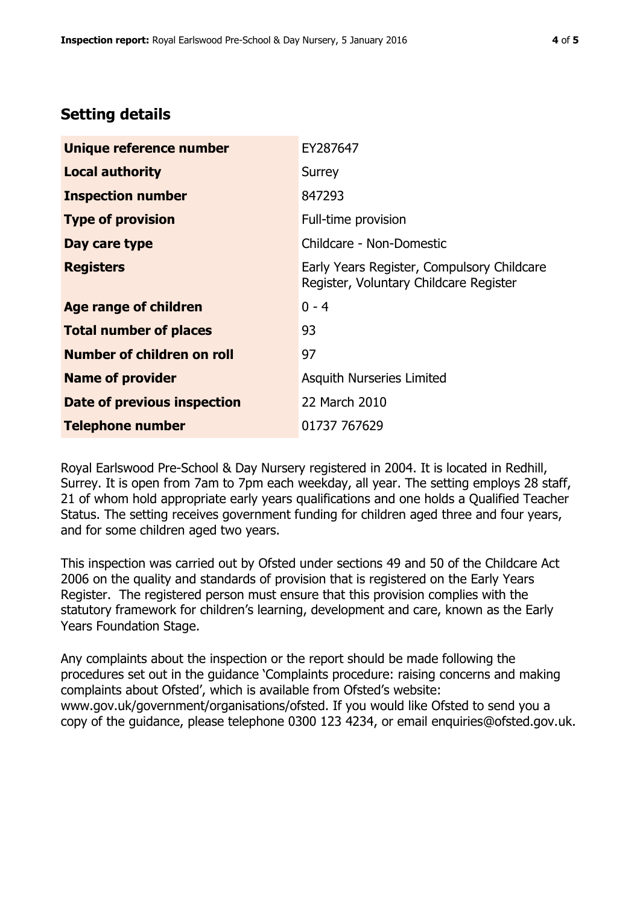## Setting details

| | |
|---|---|
| **Unique reference number** | EY287647 |
| **Local authority** | Surrey |
| **Inspection number** | 847293 |
| **Type of provision** | Full-time provision |
| **Day care type** | Childcare - Non-Domestic |
| **Registers** | Early Years Register, Compulsory Childcare Register, Voluntary Childcare Register |
| **Age range of children** | 0 - 4 |
| **Total number of places** | 93 |
| **Number of children on roll** | 97 |
| **Name of provider** | Asquith Nurseries Limited |
| **Date of previous inspection** | 22 March 2010 |
| **Telephone number** | 01737 767629 |

Royal Earlswood Pre-School & Day Nursery registered in 2004. It is located in Redhill, Surrey. It is open from 7am to 7pm each weekday, all year. The setting employs 28 staff, 21 of whom hold appropriate early years qualifications and one holds a Qualified Teacher Status. The setting receives government funding for children aged three and four years, and for some children aged two years.

This inspection was carried out by Ofsted under sections 49 and 50 of the Childcare Act 2006 on the quality and standards of provision that is registered on the Early Years Register. The registered person must ensure that this provision complies with the statutory framework for children's learning, development and care, known as the Early Years Foundation Stage.

Any complaints about the inspection or the report should be made following the procedures set out in the guidance 'Complaints procedure: raising concerns and making complaints about Ofsted', which is available from Ofsted's website: www.gov.uk/government/organisations/ofsted. If you would like Ofsted to send you a copy of the guidance, please telephone 0300 123 4234, or email enquiries@ofsted.gov.uk.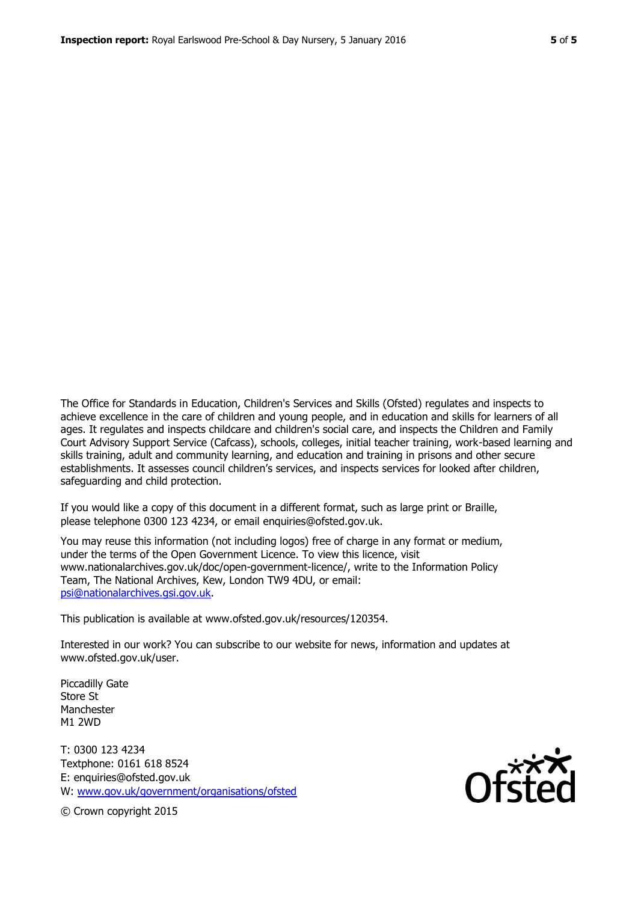The Office for Standards in Education, Children's Services and Skills (Ofsted) regulates and inspects to achieve excellence in the care of children and young people, and in education and skills for learners of all ages. It regulates and inspects childcare and children's social care, and inspects the Children and Family Court Advisory Support Service (Cafcass), schools, colleges, initial teacher training, work-based learning and skills training, adult and community learning, and education and training in prisons and other secure establishments. It assesses council children's services, and inspects services for looked after children, safeguarding and child protection.

If you would like a copy of this document in a different format, such as large print or Braille, please telephone 0300 123 4234, or email enquiries@ofsted.gov.uk.

You may reuse this information (not including logos) free of charge in any format or medium, under the terms of the Open Government Licence. To view this licence, visit www.nationalarchives.gov.uk/doc/open-government-licence/, write to the Information Policy Team, The National Archives, Kew, London TW9 4DU, or email: psi@nationalarchives.gsi.gov.uk.

This publication is available at www.ofsted.gov.uk/resources/120354.

Interested in our work? You can subscribe to our website for news, information and updates at www.ofsted.gov.uk/user.

Piccadilly Gate
Store St
Manchester
M1 2WD

T: 0300 123 4234
Textphone: 0161 618 8524
E: enquiries@ofsted.gov.uk
W: www.gov.uk/government/organisations/ofsted

© Crown copyright 2015